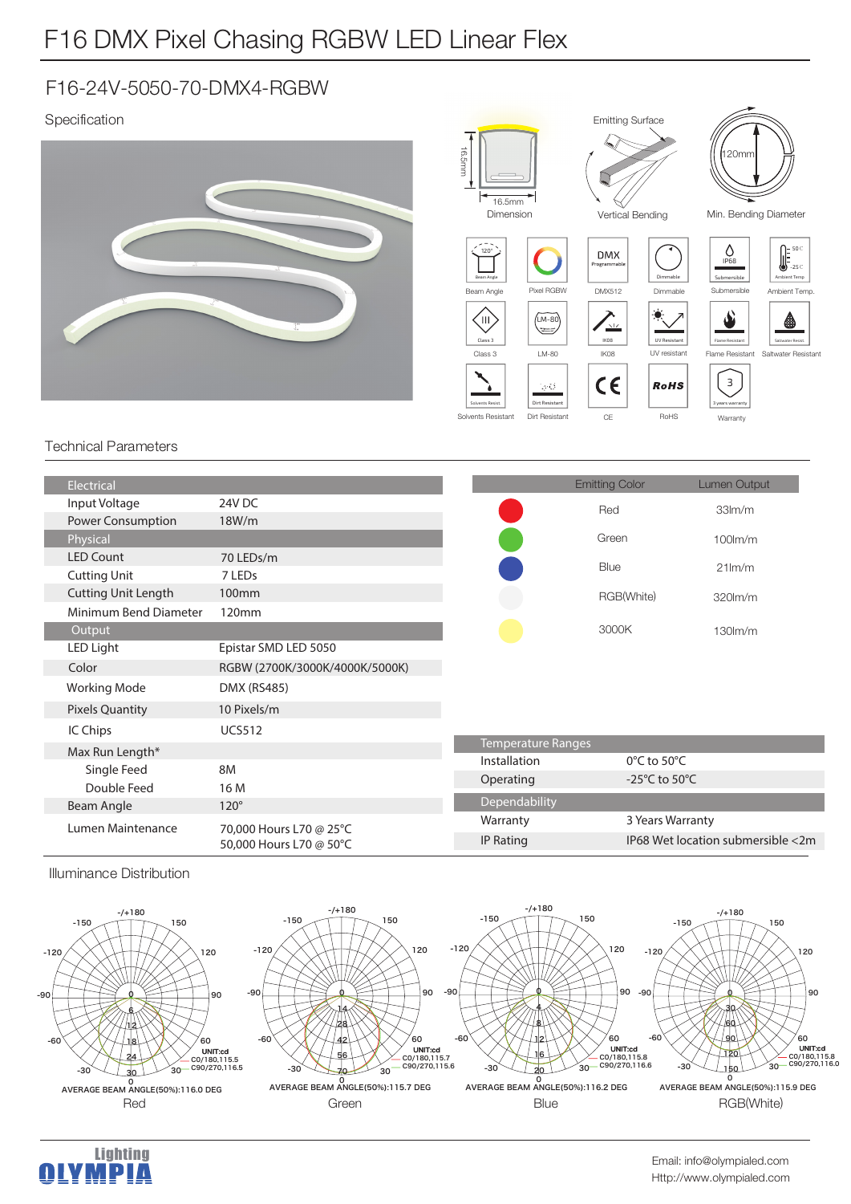# F16 DMX Pixel Chasing RGBW LED Linear Flex

## F16-24V-5050-70-DMX4-RGBW

### Specification

16.5mm
16.5mm
Dimension

Emitting Surface
Vertical Bending

120mm
Min. Bending Diameter

Beam Angle | Pixel RGBW | DMX512 | Dimmable | Submersible | Ambient Temp.

Class 3 | LM-80 | IK08 | UV resistant | Flame Resistant | Saltwater Resistant

Solvents Resistant | Dirt Resistant | CE | RoHS | Warranty

### Technical Parameters

| Electrical | |
|---|---|
| Input Voltage | 24V DC |
| Power Consumption | 18W/m |
| **Physical** | |
| LED Count | 70 LEDs/m |
| Cutting Unit | 7 LEDs |
| Cutting Unit Length | 100mm |
| Minimum Bend Diameter | 120mm |
| **Output** | |
| LED Light | Epistar SMD LED 5050 |
| Color | RGBW (2700K/3000K/4000K/5000K) |
| Working Mode | DMX (RS485) |
| Pixels Quantity | 10 Pixels/m |
| IC Chips | UCS512 |
| Max Run Length* | |
| Single Feed | 8M |
| Double Feed | 16 M |
| Beam Angle | 120° |
| Lumen Maintenance | 70,000 Hours L70 @ 25°C<br>50,000 Hours L70 @ 50°C |

| Emitting Color | Lumen Output |
|---|---|
| Red | 33lm/m |
| Green | 100lm/m |
| Blue | 21lm/m |
| RGB(White) | 320lm/m |
| 3000K | 130lm/m |

| Temperature Ranges | |
|---|---|
| Installation | 0°C to 50°C |
| Operating | -25°C to 50°C |
| **Dependability** | |
| Warranty | 3 Years Warranty |
| IP Rating | IP68 Wet location submersible <2m |

### Illuminance Distribution

UNIT:cd — C0/180,115.5 — C90/270,116.5
AVERAGE BEAM ANGLE(50%):116.0 DEG
Red

UNIT:cd — C0/180,115.7 — C90/270,115.6
AVERAGE BEAM ANGLE(50%):115.7 DEG
Green

UNIT:cd — C0/180,115.8 — C90/270,116.6
AVERAGE BEAM ANGLE(50%):116.2 DEG
Blue

UNIT:cd — C0/180,115.8 — C90/270,116.0
AVERAGE BEAM ANGLE(50%):115.9 DEG
RGB(White)

Lighting OLYMPIA

Email: info@olympialed.com
Http://www.olympialed.com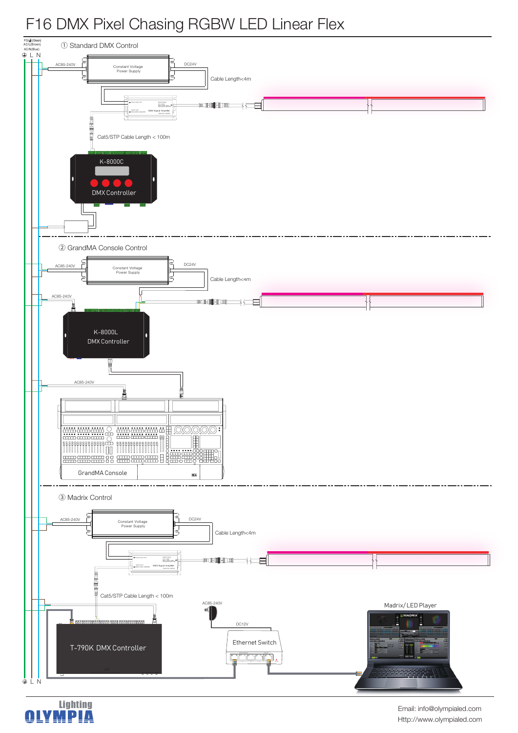# F16 DMX Pixel Chasing RGBW LED Linear Flex

FG⏚(Green)
AC/L(Brown)
AC/N(Blue)

⏚ L N

① Standard DMX Control

AC85-240V

Constant Voltage Power Supply

DC24V

Cable Length<4m

DMX Signal Amplifier

Cat5/STP Cable Length < 100m

K-8000C

DMX Controller

② GrandMA Console Control

AC85-240V

Constant Voltage Power Supply

DC24V

Cable Length<4m

AC85-240V

K-8000L

DMX Controller

AC85-240V

GrandMA Console

③ Madrix Control

AC85-240V

Constant Voltage Power Supply

DC24V

Cable Length<4m

DMX Signal Amplifier

Cat5/STP Cable Length < 100m

AC85-240V

DC12V

Ethernet Switch

Madrix/LED Player

T-790K DMX Controller

⏚ L N

Lighting OLYMPIA

Email: info@olympialed.com

Http://www.olympialed.com